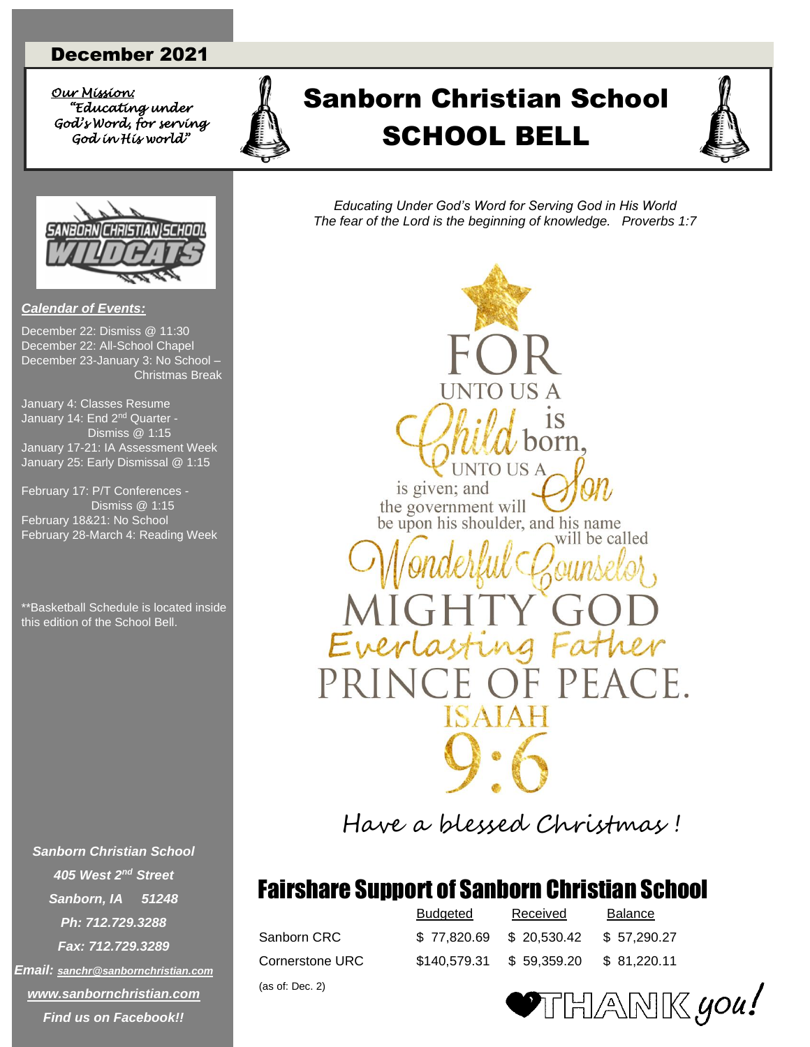December 2021

*Our Mission:*
*"Educating under God's Word, for serving God in His world"*

# Sanborn Christian School
# SCHOOL BELL

*Educating Under God's Word for Serving God in His World*
*The fear of the Lord is the beginning of knowledge. Proverbs 1:7*

SANBORN CHRISTIAN SCHOOL WILDCATS

***Calendar of Events:***

December 22: Dismiss @ 11:30
December 22: All-School Chapel
December 23-January 3: No School – Christmas Break

January 4: Classes Resume
January 14: End 2nd Quarter - Dismiss @ 1:15
January 17-21: IA Assessment Week
January 25: Early Dismissal @ 1:15

February 17: P/T Conferences - Dismiss @ 1:15
February 18&21: No School
February 28-March 4: Reading Week

**Basketball Schedule is located inside this edition of the School Bell.

FOR UNTO US A Child is born, UNTO US A Son is given; and the government will be upon his shoulder, and his name will be called Wonderful Counselor, MIGHTY GOD Everlasting Father PRINCE OF PEACE. ISAIAH 9:6

Have a blessed Christmas!

## Fairshare Support of Sanborn Christian School

| | Budgeted | Received | Balance |
|---|---|---|---|
| Sanborn CRC | $ 77,820.69 | $ 20,530.42 | $ 57,290.27 |
| Cornerstone URC | $140,579.31 | $ 59,359.20 | $ 81,220.11 |

(as of: Dec. 2)

THANK you!

***Sanborn Christian School***
***405 West 2nd Street***
***Sanborn, IA 51248***
***Ph: 712.729.3288***
***Fax: 712.729.3289***
***Email: sanchr@sanbornchristian.com***
***www.sanbornchristian.com***
***Find us on Facebook!!***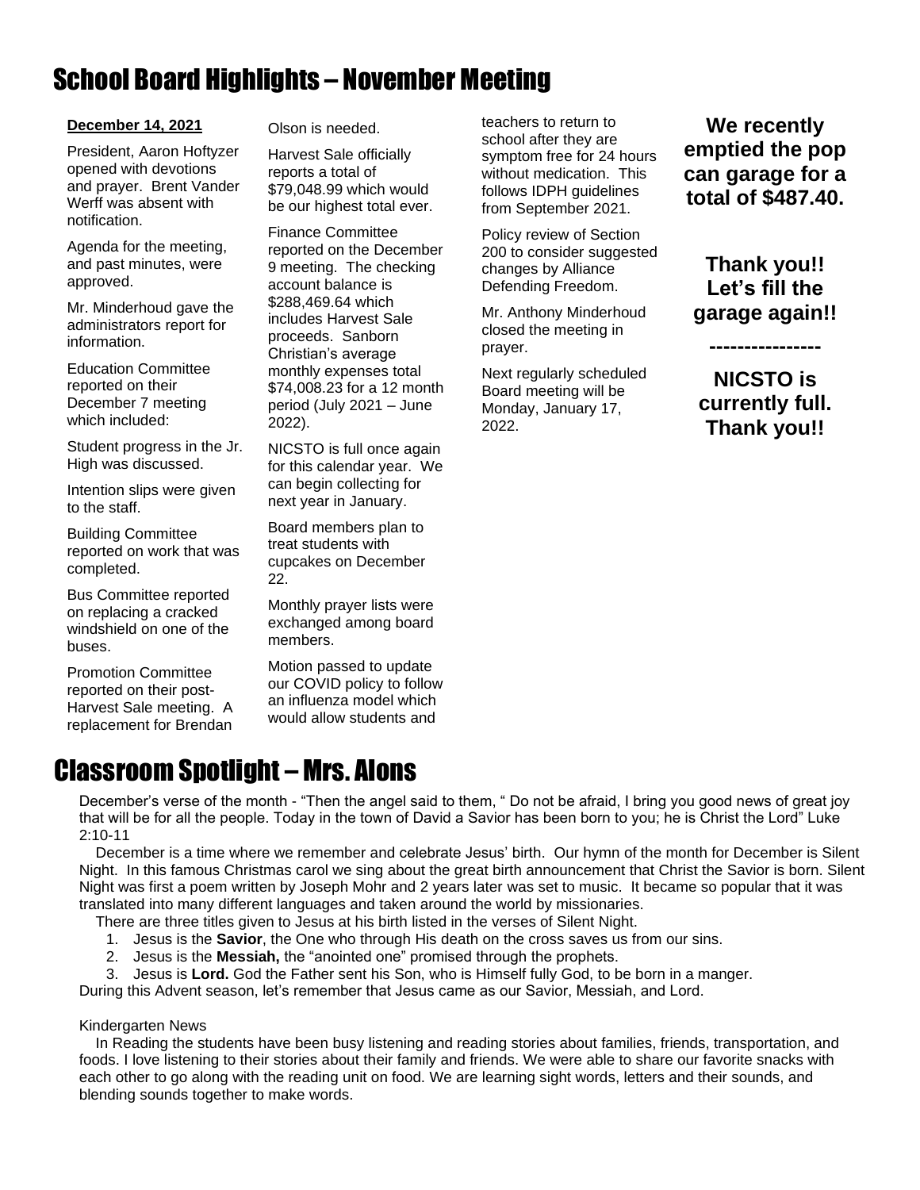# School Board Highlights – November Meeting

**December 14, 2021**

President, Aaron Hoftyzer opened with devotions and prayer. Brent Vander Werff was absent with notification.

Agenda for the meeting, and past minutes, were approved.

Mr. Minderhoud gave the administrators report for information.

Education Committee reported on their December 7 meeting which included:

Student progress in the Jr. High was discussed.

Intention slips were given to the staff.

Building Committee reported on work that was completed.

Bus Committee reported on replacing a cracked windshield on one of the buses.

Promotion Committee reported on their post-Harvest Sale meeting. A replacement for Brendan Olson is needed.

Harvest Sale officially reports a total of $79,048.99 which would be our highest total ever.

Finance Committee reported on the December 9 meeting. The checking account balance is $288,469.64 which includes Harvest Sale proceeds. Sanborn Christian's average monthly expenses total $74,008.23 for a 12 month period (July 2021 – June 2022).

NICSTO is full once again for this calendar year. We can begin collecting for next year in January.

Board members plan to treat students with cupcakes on December 22.

Monthly prayer lists were exchanged among board members.

Motion passed to update our COVID policy to follow an influenza model which would allow students and teachers to return to school after they are symptom free for 24 hours without medication. This follows IDPH guidelines from September 2021.

Policy review of Section 200 to consider suggested changes by Alliance Defending Freedom.

Mr. Anthony Minderhoud closed the meeting in prayer.

Next regularly scheduled Board meeting will be Monday, January 17, 2022.

**We recently emptied the pop can garage for a total of $487.40.**

**Thank you!! Let's fill the garage again!!**

**----------------**

**NICSTO is currently full. Thank you!!**

# Classroom Spotlight – Mrs. Alons

December's verse of the month - "Then the angel said to them, " Do not be afraid, I bring you good news of great joy that will be for all the people. Today in the town of David a Savior has been born to you; he is Christ the Lord" Luke 2:10-11

December is a time where we remember and celebrate Jesus' birth. Our hymn of the month for December is Silent Night. In this famous Christmas carol we sing about the great birth announcement that Christ the Savior is born. Silent Night was first a poem written by Joseph Mohr and 2 years later was set to music. It became so popular that it was translated into many different languages and taken around the world by missionaries.

There are three titles given to Jesus at his birth listed in the verses of Silent Night.

1. Jesus is the **Savior**, the One who through His death on the cross saves us from our sins.
2. Jesus is the **Messiah,** the "anointed one" promised through the prophets.
3. Jesus is **Lord.** God the Father sent his Son, who is Himself fully God, to be born in a manger.

During this Advent season, let's remember that Jesus came as our Savior, Messiah, and Lord.

Kindergarten News

In Reading the students have been busy listening and reading stories about families, friends, transportation, and foods. I love listening to their stories about their family and friends. We were able to share our favorite snacks with each other to go along with the reading unit on food. We are learning sight words, letters and their sounds, and blending sounds together to make words.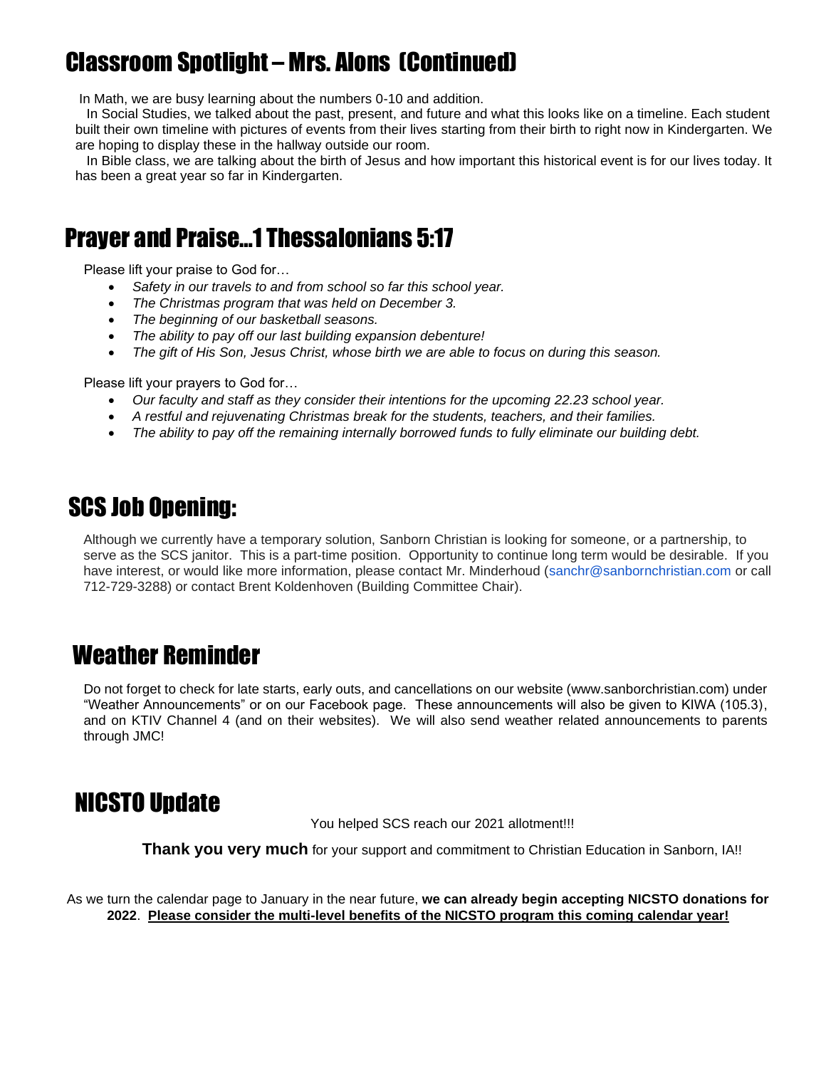## Classroom Spotlight – Mrs. Alons (Continued)

In Math, we are busy learning about the numbers 0-10 and addition.

In Social Studies, we talked about the past, present, and future and what this looks like on a timeline. Each student built their own timeline with pictures of events from their lives starting from their birth to right now in Kindergarten. We are hoping to display these in the hallway outside our room.

In Bible class, we are talking about the birth of Jesus and how important this historical event is for our lives today. It has been a great year so far in Kindergarten.

## Prayer and Praise…1 Thessalonians 5:17

Please lift your praise to God for…

- *Safety in our travels to and from school so far this school year.*
- *The Christmas program that was held on December 3.*
- *The beginning of our basketball seasons.*
- *The ability to pay off our last building expansion debenture!*
- *The gift of His Son, Jesus Christ, whose birth we are able to focus on during this season.*

Please lift your prayers to God for…

- *Our faculty and staff as they consider their intentions for the upcoming 22.23 school year.*
- *A restful and rejuvenating Christmas break for the students, teachers, and their families.*
- *The ability to pay off the remaining internally borrowed funds to fully eliminate our building debt.*

## SCS Job Opening:

Although we currently have a temporary solution, Sanborn Christian is looking for someone, or a partnership, to serve as the SCS janitor. This is a part-time position. Opportunity to continue long term would be desirable. If you have interest, or would like more information, please contact Mr. Minderhoud (sanchr@sanbornchristian.com or call 712-729-3288) or contact Brent Koldenhoven (Building Committee Chair).

## Weather Reminder

Do not forget to check for late starts, early outs, and cancellations on our website (www.sanborchristian.com) under "Weather Announcements" or on our Facebook page. These announcements will also be given to KIWA (105.3), and on KTIV Channel 4 (and on their websites). We will also send weather related announcements to parents through JMC!

## NICSTO Update

You helped SCS reach our 2021 allotment!!!

**Thank you very much** for your support and commitment to Christian Education in Sanborn, IA!!

As we turn the calendar page to January in the near future, **we can already begin accepting NICSTO donations for 2022**. **Please consider the multi-level benefits of the NICSTO program this coming calendar year!**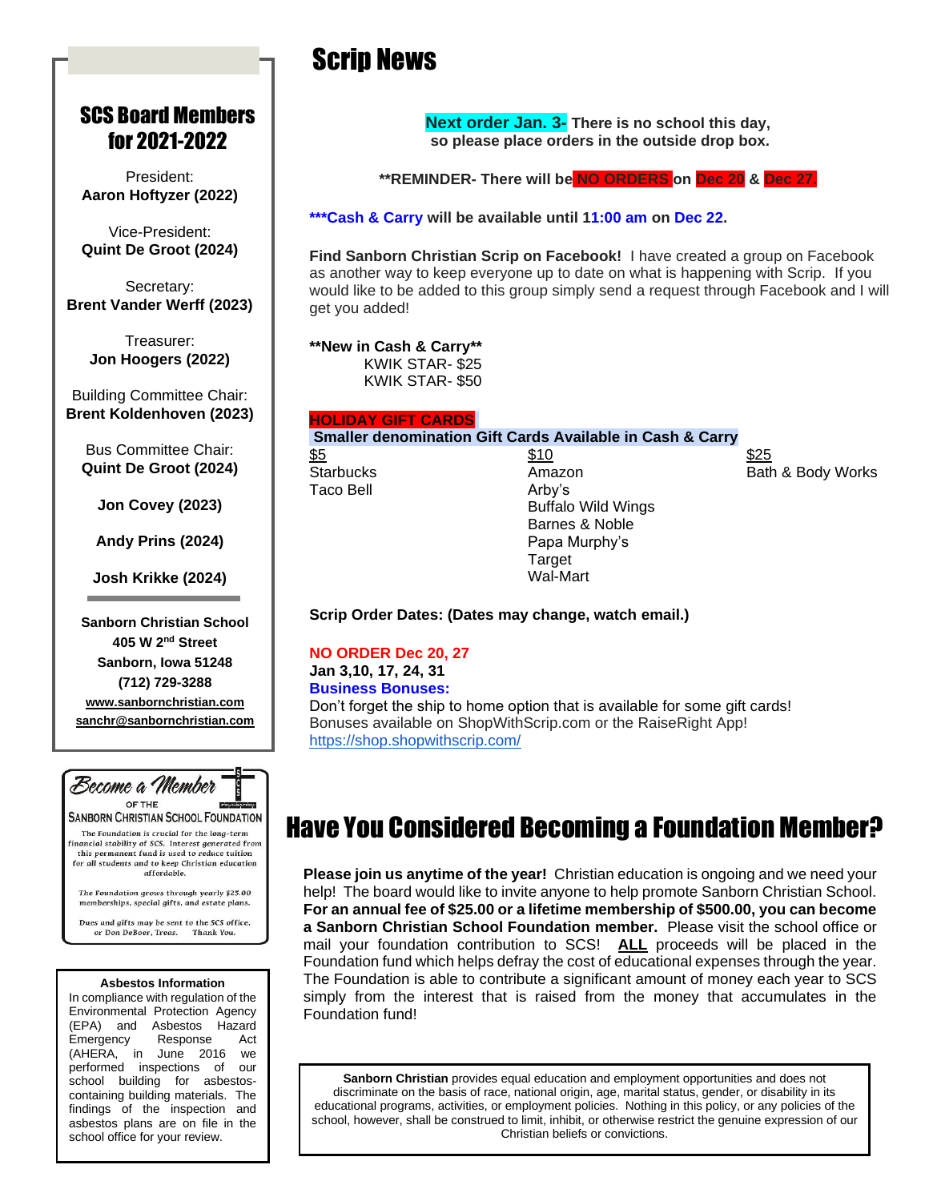# Scrip News

**Next order Jan. 3-** **There is no school this day, so please place orders in the outside drop box.**

**\*\*REMINDER- There will be NO ORDERS on Dec 20 & Dec 27.**

**\*\*\*Cash & Carry will be available until 11:00 am on Dec 22.**

**Find Sanborn Christian Scrip on Facebook!** I have created a group on Facebook as another way to keep everyone up to date on what is happening with Scrip. If you would like to be added to this group simply send a request through Facebook and I will get you added!

**\*\*New in Cash & Carry\*\***
KWIK STAR- $25
KWIK STAR- $50

**HOLIDAY GIFT CARDS**

**Smaller denomination Gift Cards Available in Cash & Carry**

| $5 | $10 | $25 |
|---|---|---|
| Starbucks | Amazon | Bath & Body Works |
| Taco Bell | Arby's | |
| | Buffalo Wild Wings | |
| | Barnes & Noble | |
| | Papa Murphy's | |
| | Target | |
| | Wal-Mart | |

**Scrip Order Dates: (Dates may change, watch email.)**

**NO ORDER Dec 20, 27**
**Jan 3,10, 17, 24, 31**

**Business Bonuses:**
Don't forget the ship to home option that is available for some gift cards!
Bonuses available on ShopWithScrip.com or the RaiseRight App!
https://shop.shopwithscrip.com/

# Have You Considered Becoming a Foundation Member?

**Please join us anytime of the year!** Christian education is ongoing and we need your help! The board would like to invite anyone to help promote Sanborn Christian School. **For an annual fee of $25.00 or a lifetime membership of $500.00, you can become a Sanborn Christian School Foundation member.** Please visit the school office or mail your foundation contribution to SCS! **ALL** proceeds will be placed in the Foundation fund which helps defray the cost of educational expenses through the year. The Foundation is able to contribute a significant amount of money each year to SCS simply from the interest that is raised from the money that accumulates in the Foundation fund!

**Sanborn Christian** provides equal education and employment opportunities and does not discriminate on the basis of race, national origin, age, marital status, gender, or disability in its educational programs, activities, or employment policies. Nothing in this policy, or any policies of the school, however, shall be construed to limit, inhibit, or otherwise restrict the genuine expression of our Christian beliefs or convictions.

## SCS Board Members for 2021-2022

President:
**Aaron Hoftyzer (2022)**

Vice-President:
**Quint De Groot (2024)**

Secretary:
**Brent Vander Werff (2023)**

Treasurer:
**Jon Hoogers (2022)**

Building Committee Chair:
**Brent Koldenhoven (2023)**

Bus Committee Chair:
**Quint De Groot (2024)**

**Jon Covey (2023)**

**Andy Prins (2024)**

**Josh Krikke (2024)**

**Sanborn Christian School**
**405 W 2nd Street**
**Sanborn, Iowa 51248**
**(712) 729-3288**
**www.sanbornchristian.com**
**sanchr@sanbornchristian.com**

## Become a Member

OF THE
SANBORN CHRISTIAN SCHOOL FOUNDATION

The Foundation is crucial for the long-term financial stability of SCS. Interest generated from this permanent fund is used to reduce tuition for all students and to keep Christian education affordable.

The Foundation grows through yearly $25.00 memberships, special gifts, and estate plans.

Dues and gifts may be sent to the SCS office, or Don DeBoer, Treas. Thank You.

**Asbestos Information**

In compliance with regulation of the Environmental Protection Agency (EPA) and Asbestos Hazard Emergency Response Act (AHERA, in June 2016 we performed inspections of our school building for asbestos-containing building materials. The findings of the inspection and asbestos plans are on file in the school office for your review.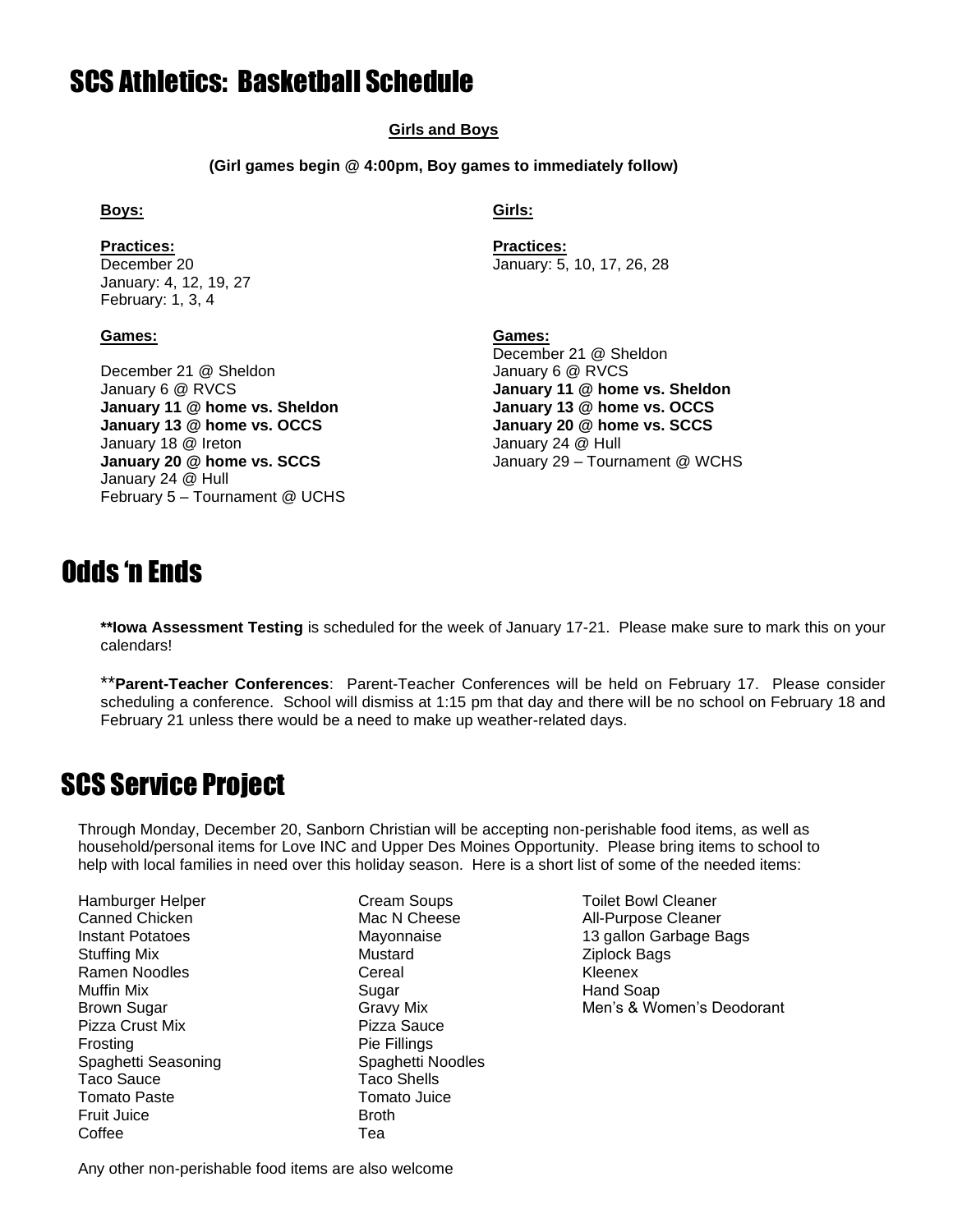# SCS Athletics: Basketball Schedule

**Girls and Boys**

**(Girl games begin @ 4:00pm, Boy games to immediately follow)**

**Boys:**

**Practices:**
December 20
January: 4, 12, 19, 27
February: 1, 3, 4

**Games:**

December 21 @ Sheldon
January 6 @ RVCS
**January 11 @ home vs. Sheldon**
**January 13 @ home vs. OCCS**
January 18 @ Ireton
**January 20 @ home vs. SCCS**
January 24 @ Hull
February 5 – Tournament @ UCHS

**Girls:**

**Practices:**
January: 5, 10, 17, 26, 28

**Games:**
December 21 @ Sheldon
January 6 @ RVCS
**January 11 @ home vs. Sheldon**
**January 13 @ home vs. OCCS**
**January 20 @ home vs. SCCS**
January 24 @ Hull
January 29 – Tournament @ WCHS

# Odds 'n Ends

****Iowa Assessment Testing** is scheduled for the week of January 17-21. Please make sure to mark this on your calendars!

****Parent-Teacher Conferences**: Parent-Teacher Conferences will be held on February 17. Please consider scheduling a conference. School will dismiss at 1:15 pm that day and there will be no school on February 18 and February 21 unless there would be a need to make up weather-related days.

# SCS Service Project

Through Monday, December 20, Sanborn Christian will be accepting non-perishable food items, as well as household/personal items for Love INC and Upper Des Moines Opportunity. Please bring items to school to help with local families in need over this holiday season. Here is a short list of some of the needed items:

Hamburger Helper
Canned Chicken
Instant Potatoes
Stuffing Mix
Ramen Noodles
Muffin Mix
Brown Sugar
Pizza Crust Mix
Frosting
Spaghetti Seasoning
Taco Sauce
Tomato Paste
Fruit Juice
Coffee

Cream Soups
Mac N Cheese
Mayonnaise
Mustard
Cereal
Sugar
Gravy Mix
Pizza Sauce
Pie Fillings
Spaghetti Noodles
Taco Shells
Tomato Juice
Broth
Tea

Toilet Bowl Cleaner
All-Purpose Cleaner
13 gallon Garbage Bags
Ziplock Bags
Kleenex
Hand Soap
Men's & Women's Deodorant

Any other non-perishable food items are also welcome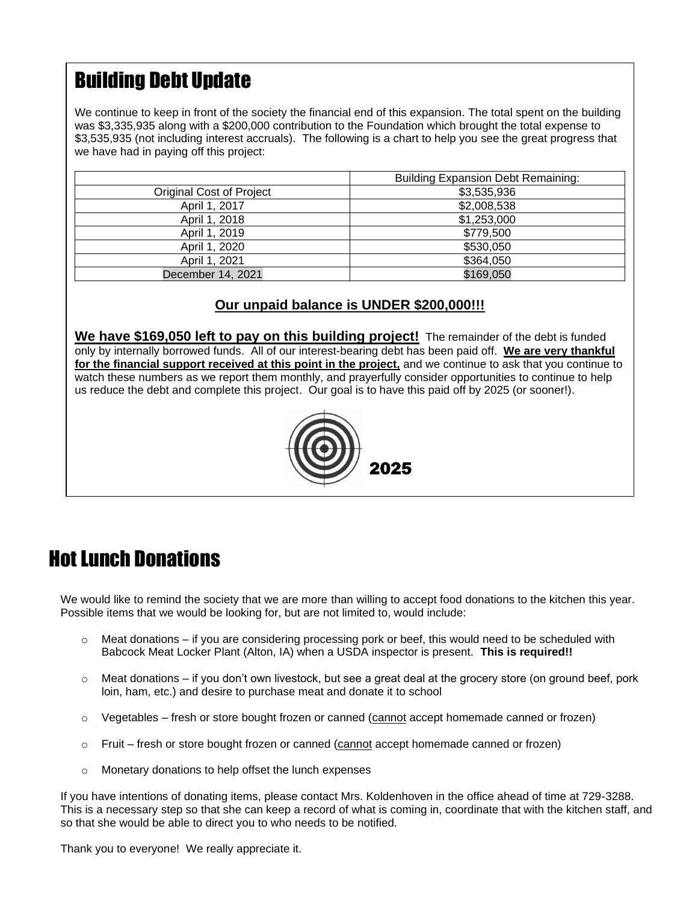## Building Debt Update

We continue to keep in front of the society the financial end of this expansion. The total spent on the building was $3,335,935 along with a $200,000 contribution to the Foundation which brought the total expense to $3,535,935 (not including interest accruals). The following is a chart to help you see the great progress that we have had in paying off this project:

| | Building Expansion Debt Remaining: |
|---|---|
| Original Cost of Project | $3,535,936 |
| April 1, 2017 | $2,008,538 |
| April 1, 2018 | $1,253,000 |
| April 1, 2019 | $779,500 |
| April 1, 2020 | $530,050 |
| April 1, 2021 | $364,050 |
| December 14, 2021 | $169,050 |

**Our unpaid balance is UNDER $200,000!!!**

**We have $169,050 left to pay on this building project!** The remainder of the debt is funded only by internally borrowed funds. All of our interest-bearing debt has been paid off. **We are very thankful for the financial support received at this point in the project,** and we continue to ask that you continue to watch these numbers as we report them monthly, and prayerfully consider opportunities to continue to help us reduce the debt and complete this project. Our goal is to have this paid off by 2025 (or sooner!).

**2025**

## Hot Lunch Donations

We would like to remind the society that we are more than willing to accept food donations to the kitchen this year. Possible items that we would be looking for, but are not limited to, would include:

- Meat donations – if you are considering processing pork or beef, this would need to be scheduled with Babcock Meat Locker Plant (Alton, IA) when a USDA inspector is present. **This is required!!**
- Meat donations – if you don't own livestock, but see a great deal at the grocery store (on ground beef, pork loin, ham, etc.) and desire to purchase meat and donate it to school
- Vegetables – fresh or store bought frozen or canned (cannot accept homemade canned or frozen)
- Fruit – fresh or store bought frozen or canned (cannot accept homemade canned or frozen)
- Monetary donations to help offset the lunch expenses

If you have intentions of donating items, please contact Mrs. Koldenhoven in the office ahead of time at 729-3288. This is a necessary step so that she can keep a record of what is coming in, coordinate that with the kitchen staff, and so that she would be able to direct you to who needs to be notified.

Thank you to everyone! We really appreciate it.